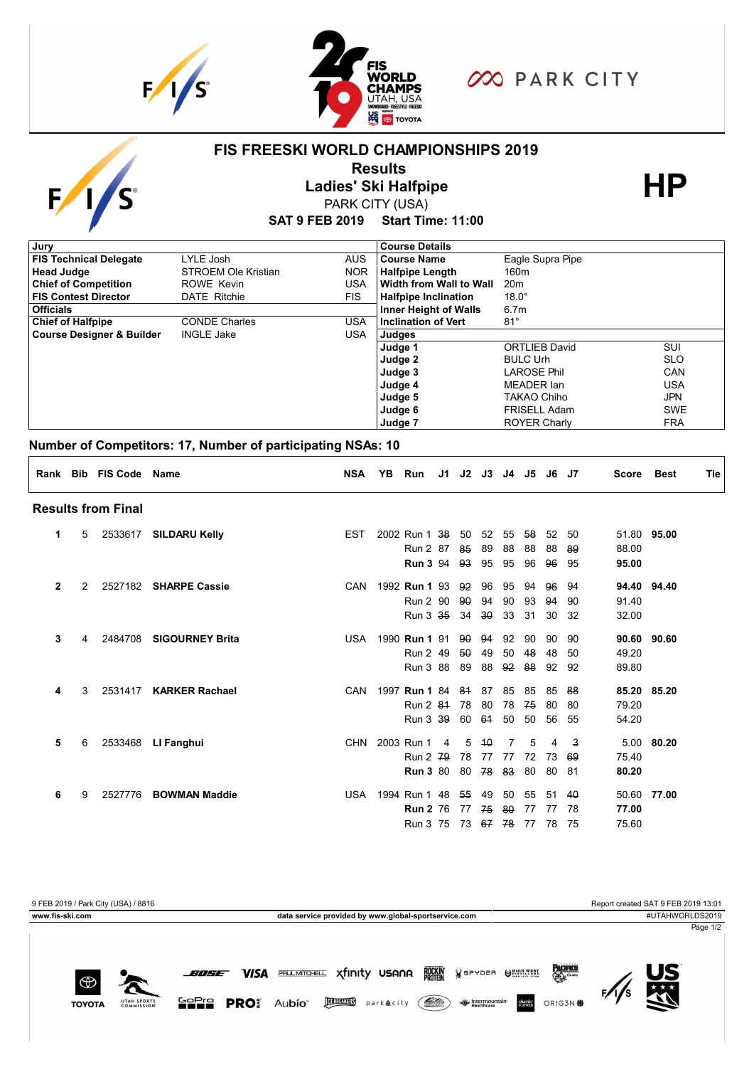# FIS FREESKI WORLD CHAMPIONSHIPS 2019

## Results

## Ladies' Ski Halfpipe

PARK CITY (USA)

**SAT 9 FEB 2019 Start Time: 11:00**

**HP**

| Jury | | |
|---|---|---|
| **FIS Technical Delegate** | LYLE Josh | AUS |
| **Head Judge** | STROEM Ole Kristian | NOR |
| **Chief of Competition** | ROWE Kevin | USA |
| **FIS Contest Director** | DATE Ritchie | FIS |
| **Officials** | | |
| **Chief of Halfpipe** | CONDE Charles | USA |
| **Course Designer & Builder** | INGLE Jake | USA |

| Course Details | |
|---|---|
| **Course Name** | Eagle Supra Pipe |
| **Halfpipe Length** | 160m |
| **Width from Wall to Wall** | 20m |
| **Halfpipe Inclination** | 18.0° |
| **Inner Height of Walls** | 6.7m |
| **Inclination of Vert** | 81° |

| Judges | | |
|---|---|---|
| **Judge 1** | ORTLIEB David | SUI |
| **Judge 2** | BULC Urh | SLO |
| **Judge 3** | LAROSE Phil | CAN |
| **Judge 4** | MEADER Ian | USA |
| **Judge 5** | TAKAO Chiho | JPN |
| **Judge 6** | FRISELL Adam | SWE |
| **Judge 7** | ROYER Charly | FRA |

**Number of Competitors: 17, Number of participating NSAs: 10**

### Results from Final

| Rank | Bib | FIS Code | Name | NSA | YB | Run | J1 | J2 | J3 | J4 | J5 | J6 | J7 | Score | Best | Tie |
|---|---|---|---|---|---|---|---|---|---|---|---|---|---|---|---|---|
| 1 | 5 | 2533617 | **SILDARU Kelly** | EST | 2002 | Run 1 | ~~38~~ | 50 | 52 | 55 | ~~58~~ | 52 | 50 | 51.80 | **95.00** | |
| | | | | | | Run 2 | 87 | ~~85~~ | 89 | 88 | 88 | 88 | ~~89~~ | 88.00 | | |
| | | | | | | **Run 3** | 94 | ~~93~~ | 95 | 95 | 96 | ~~96~~ | 95 | **95.00** | | |
| 2 | 2 | 2527182 | **SHARPE Cassie** | CAN | 1992 | **Run 1** | 93 | ~~92~~ | 96 | 95 | 94 | ~~96~~ | 94 | **94.40** | **94.40** | |
| | | | | | | Run 2 | 90 | ~~90~~ | 94 | 90 | 93 | ~~94~~ | 90 | 91.40 | | |
| | | | | | | Run 3 | ~~35~~ | 34 | ~~30~~ | 33 | 31 | 30 | 32 | 32.00 | | |
| 3 | 4 | 2484708 | **SIGOURNEY Brita** | USA | 1990 | **Run 1** | 91 | ~~90~~ | ~~94~~ | 92 | 90 | 90 | 90 | **90.60** | **90.60** | |
| | | | | | | Run 2 | 49 | ~~50~~ | 49 | 50 | ~~48~~ | 48 | 50 | 49.20 | | |
| | | | | | | Run 3 | 88 | 89 | 88 | ~~92~~ | ~~88~~ | 92 | 92 | 89.80 | | |
| 4 | 3 | 2531417 | **KARKER Rachael** | CAN | 1997 | **Run 1** | 84 | ~~84~~ | 87 | 85 | 85 | 85 | ~~88~~ | **85.20** | **85.20** | |
| | | | | | | Run 2 | ~~84~~ | 78 | 80 | 78 | ~~75~~ | 80 | 80 | 79.20 | | |
| | | | | | | Run 3 | ~~39~~ | 60 | ~~64~~ | 50 | 50 | 56 | 55 | 54.20 | | |
| 5 | 6 | 2533468 | **LI Fanghui** | CHN | 2003 | Run 1 | 4 | 5 | ~~10~~ | 7 | 5 | 4 | ~~3~~ | 5.00 | **80.20** | |
| | | | | | | Run 2 | ~~79~~ | 78 | 77 | 77 | 72 | 73 | ~~69~~ | 75.40 | | |
| | | | | | | **Run 3** | 80 | 80 | ~~78~~ | ~~83~~ | 80 | 80 | 81 | **80.20** | | |
| 6 | 9 | 2527776 | **BOWMAN Maddie** | USA | 1994 | Run 1 | 48 | ~~55~~ | 49 | 50 | 55 | 51 | ~~40~~ | 50.60 | **77.00** | |
| | | | | | | **Run 2** | 76 | 77 | ~~75~~ | ~~80~~ | 77 | 77 | 78 | **77.00** | | |
| | | | | | | Run 3 | 75 | 73 | ~~67~~ | ~~78~~ | 77 | 78 | 75 | 75.60 | | |

9 FEB 2019 / Park City (USA) / 8816

Report created SAT 9 FEB 2019 13:01

www.fis-ski.com

data service provided by www.global-sportservice.com

#UTAHWORLDS2019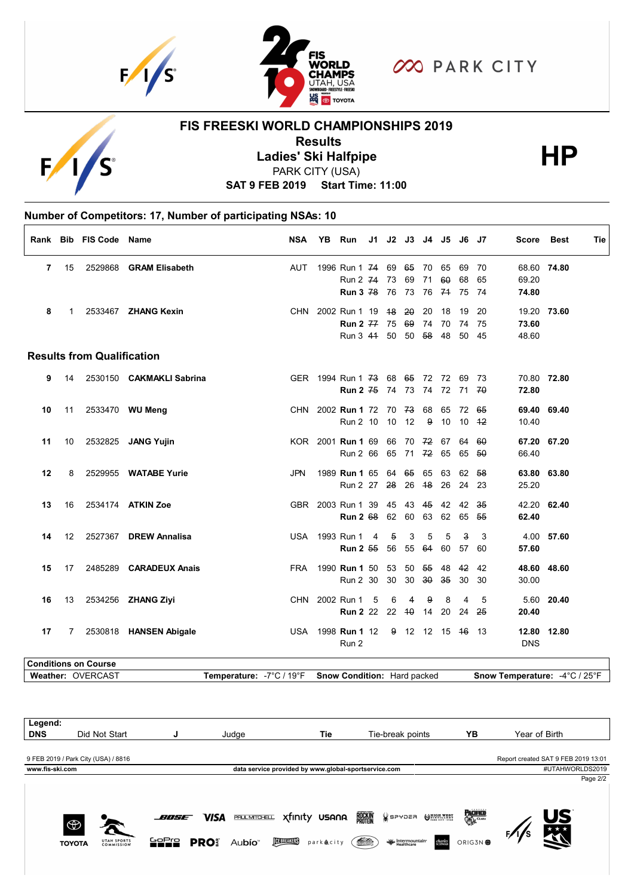# FIS FREESKI WORLD CHAMPIONSHIPS 2019

**Results**

**Ladies' Ski Halfpipe**

PARK CITY (USA)

**SAT 9 FEB 2019 Start Time: 11:00**

**HP**

**Number of Competitors: 17, Number of participating NSAs: 10**

| Rank | Bib | FIS Code | Name | NSA | YB | Run | J1 | J2 | J3 | J4 | J5 | J6 | J7 | Score | Best | Tie |
|---|---|---|---|---|---|---|---|---|---|---|---|---|---|---|---|---|
| **7** | 15 | 2529868 | **GRAM Elisabeth** | AUT | 1996 | Run 1 | ~~74~~ | 69 | ~~65~~ | 70 | 65 | 69 | 70 | 68.60 | **74.80** | |
| | | | | | | Run 2 | ~~74~~ | 73 | 69 | 71 | ~~60~~ | 68 | 65 | 69.20 | | |
| | | | | | | **Run 3** | ~~78~~ | 76 | 73 | 76 | ~~71~~ | 75 | 74 | **74.80** | | |
| **8** | 1 | 2533467 | **ZHANG Kexin** | CHN | 2002 | Run 1 | 19 | ~~18~~ | ~~20~~ | 20 | 18 | 19 | 20 | 19.20 | **73.60** | |
| | | | | | | **Run 2** | ~~77~~ | 75 | ~~69~~ | 74 | 70 | 74 | 75 | **73.60** | | |
| | | | | | | Run 3 | ~~41~~ | 50 | 50 | ~~58~~ | 48 | 50 | 45 | 48.60 | | |
| **Results from Qualification** | | | | | | | | | | | | | | | | |
| **9** | 14 | 2530150 | **CAKMAKLI Sabrina** | GER | 1994 | Run 1 | ~~73~~ | 68 | ~~65~~ | 72 | 72 | 69 | 73 | 70.80 | **72.80** | |
| | | | | | | **Run 2** | ~~75~~ | 74 | 73 | 74 | 72 | 71 | ~~70~~ | **72.80** | | |
| **10** | 11 | 2533470 | **WU Meng** | CHN | 2002 | **Run 1** | 72 | 70 | ~~73~~ | 68 | 65 | 72 | ~~65~~ | **69.40** | **69.40** | |
| | | | | | | Run 2 | 10 | 10 | 12 | ~~9~~ | 10 | 10 | ~~12~~ | 10.40 | | |
| **11** | 10 | 2532825 | **JANG Yujin** | KOR | 2001 | **Run 1** | 69 | 66 | 70 | ~~72~~ | 67 | 64 | ~~60~~ | **67.20** | **67.20** | |
| | | | | | | Run 2 | 66 | 65 | 71 | ~~72~~ | 65 | 65 | ~~50~~ | 66.40 | | |
| **12** | 8 | 2529955 | **WATABE Yurie** | JPN | 1989 | **Run 1** | 65 | 64 | ~~65~~ | 65 | 63 | 62 | ~~58~~ | **63.80** | **63.80** | |
| | | | | | | Run 2 | 27 | ~~28~~ | 26 | ~~18~~ | 26 | 24 | 23 | 25.20 | | |
| **13** | 16 | 2534174 | **ATKIN Zoe** | GBR | 2003 | Run 1 | 39 | 45 | 43 | ~~45~~ | 42 | 42 | ~~35~~ | 42.20 | **62.40** | |
| | | | | | | **Run 2** | ~~68~~ | 62 | 60 | 63 | 62 | 65 | ~~55~~ | **62.40** | | |
| **14** | 12 | 2527367 | **DREW Annalisa** | USA | 1993 | Run 1 | 4 | ~~5~~ | 3 | 5 | 5 | ~~3~~ | 3 | 4.00 | **57.60** | |
| | | | | | | **Run 2** | ~~55~~ | 56 | 55 | ~~64~~ | 60 | 57 | 60 | **57.60** | | |
| **15** | 17 | 2485289 | **CARADEUX Anais** | FRA | 1990 | **Run 1** | 50 | 53 | 50 | ~~55~~ | 48 | ~~42~~ | 42 | **48.60** | **48.60** | |
| | | | | | | Run 2 | 30 | 30 | 30 | ~~30~~ | ~~35~~ | 30 | 30 | 30.00 | | |
| **16** | 13 | 2534256 | **ZHANG Ziyi** | CHN | 2002 | Run 1 | 5 | 6 | 4 | ~~9~~ | 8 | 4 | 5 | 5.60 | **20.40** | |
| | | | | | | **Run 2** | 22 | 22 | ~~10~~ | 14 | 20 | 24 | ~~25~~ | **20.40** | | |
| **17** | 7 | 2530818 | **HANSEN Abigale** | USA | 1998 | **Run 1** | 12 | ~~9~~ | 12 | 12 | 15 | ~~16~~ | 13 | **12.80** | **12.80** | |
| | | | | | | Run 2 | | | | | | | | DNS | | |

**Conditions on Course**

**Weather:** OVERCAST | **Temperature:** -7°C / 19°F | **Snow Condition:** Hard packed | **Snow Temperature:** -4°C / 25°F

**Legend:**

| | | | |
|---|---|---|---|
| **DNS** Did Not Start | **J** Judge | **Tie** Tie-break points | **YB** Year of Birth |

9 FEB 2019 / Park City (USA) / 8816 — Report created SAT 9 FEB 2019 13:01

**www.fis-ski.com** — **data service provided by www.global-sportservice.com** — #UTAHWORLDS2019